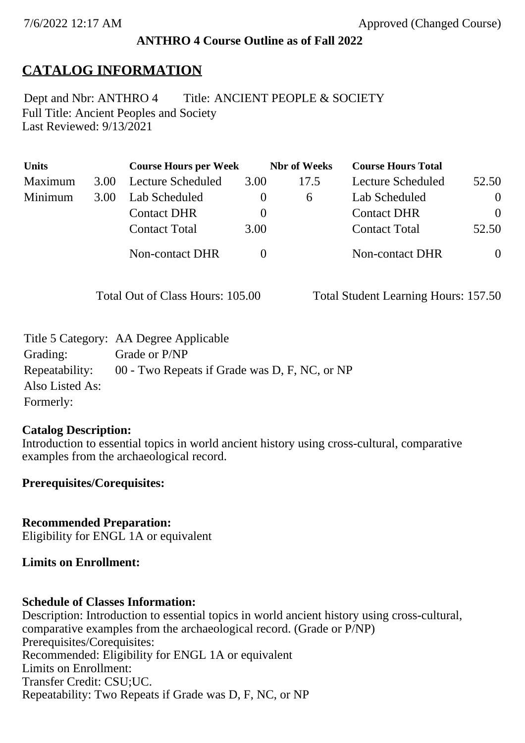**ANTHRO 4 Course Outline as of Fall 2022**

# CATALOG INFORMATION

Dept and Nbr: ANTHRO 4 Title: ANCIENT PEOPLE & SOCIETY
Full Title: Ancient Peoples and Society
Last Reviewed: 9/13/2021

| Units | | Course Hours per Week | | Nbr of Weeks | Course Hours Total | |
|---|---|---|---|---|---|---|
| Maximum | 3.00 | Lecture Scheduled | 3.00 | 17.5 | Lecture Scheduled | 52.50 |
| Minimum | 3.00 | Lab Scheduled | 0 | 6 | Lab Scheduled | 0 |
| | | Contact DHR | 0 | | Contact DHR | 0 |
| | | Contact Total | 3.00 | | Contact Total | 52.50 |
| | | Non-contact DHR | 0 | | Non-contact DHR | 0 |

Total Out of Class Hours: 105.00 Total Student Learning Hours: 157.50

Title 5 Category: AA Degree Applicable
Grading: Grade or P/NP
Repeatability: 00 - Two Repeats if Grade was D, F, NC, or NP
Also Listed As:
Formerly:

**Catalog Description:**
Introduction to essential topics in world ancient history using cross-cultural, comparative examples from the archaeological record.

**Prerequisites/Corequisites:**

**Recommended Preparation:**
Eligibility for ENGL 1A or equivalent

**Limits on Enrollment:**

**Schedule of Classes Information:**
Description: Introduction to essential topics in world ancient history using cross-cultural, comparative examples from the archaeological record. (Grade or P/NP)
Prerequisites/Corequisites:
Recommended: Eligibility for ENGL 1A or equivalent
Limits on Enrollment:
Transfer Credit: CSU;UC.
Repeatability: Two Repeats if Grade was D, F, NC, or NP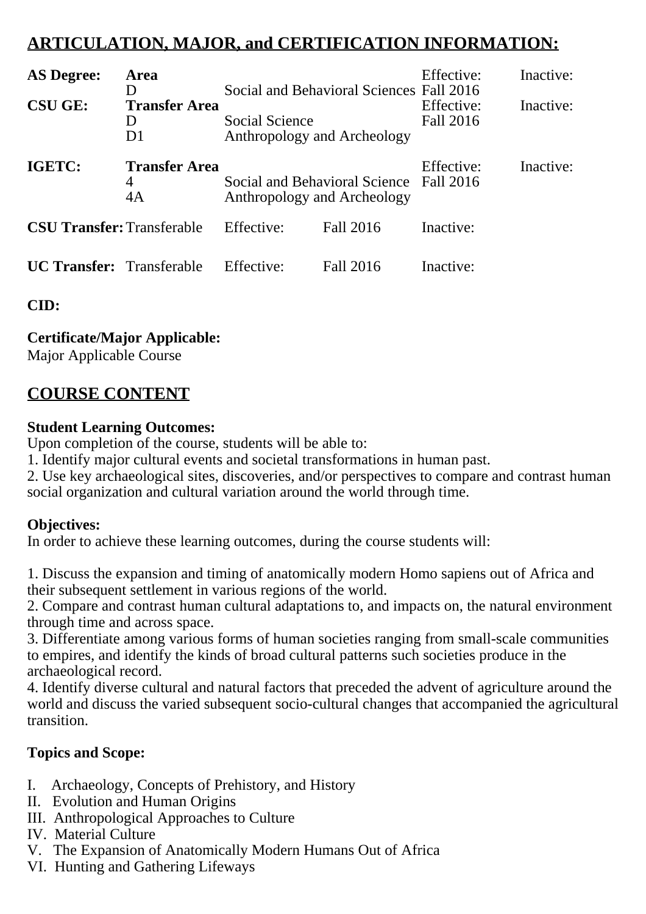## ARTICULATION, MAJOR, and CERTIFICATION INFORMATION:

| | | | | |
|---|---|---|---|---|
| **AS Degree:** | **Area** | | Effective: | Inactive: |
| | D | Social and Behavioral Sciences | Fall 2016 | |
| **CSU GE:** | **Transfer Area** | | Effective: | Inactive: |
| | D | Social Science | Fall 2016 | |
| | D1 | Anthropology and Archeology | | |
| **IGETC:** | **Transfer Area** | | Effective: | Inactive: |
| | 4 | Social and Behavioral Science | Fall 2016 | |
| | 4A | Anthropology and Archeology | | |

| | | | | |
|---|---|---|---|---|
| **CSU Transfer:** | Transferable | Effective: | Fall 2016 | Inactive: |
| **UC Transfer:** | Transferable | Effective: | Fall 2016 | Inactive: |

**CID:**

**Certificate/Major Applicable:**
Major Applicable Course

## COURSE CONTENT

**Student Learning Outcomes:**
Upon completion of the course, students will be able to:
1. Identify major cultural events and societal transformations in human past.
2. Use key archaeological sites, discoveries, and/or perspectives to compare and contrast human social organization and cultural variation around the world through time.

**Objectives:**
In order to achieve these learning outcomes, during the course students will:

1. Discuss the expansion and timing of anatomically modern Homo sapiens out of Africa and their subsequent settlement in various regions of the world.
2. Compare and contrast human cultural adaptations to, and impacts on, the natural environment through time and across space.
3. Differentiate among various forms of human societies ranging from small-scale communities to empires, and identify the kinds of broad cultural patterns such societies produce in the archaeological record.
4. Identify diverse cultural and natural factors that preceded the advent of agriculture around the world and discuss the varied subsequent socio-cultural changes that accompanied the agricultural transition.

**Topics and Scope:**

I. Archaeology, Concepts of Prehistory, and History
II. Evolution and Human Origins
III. Anthropological Approaches to Culture
IV. Material Culture
V. The Expansion of Anatomically Modern Humans Out of Africa
VI. Hunting and Gathering Lifeways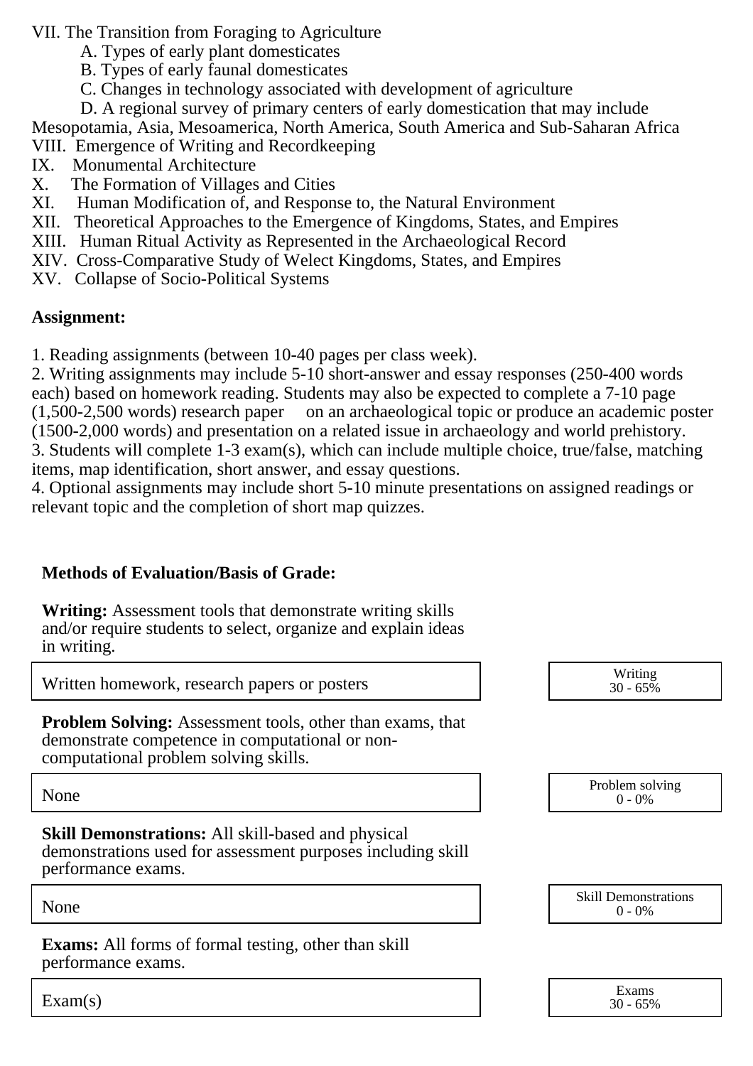VII. The Transition from Foraging to Agriculture
- A. Types of early plant domesticates
- B. Types of early faunal domesticates
- C. Changes in technology associated with development of agriculture
- D. A regional survey of primary centers of early domestication that may include Mesopotamia, Asia, Mesoamerica, North America, South America and Sub-Saharan Africa

VIII. Emergence of Writing and Recordkeeping
IX. Monumental Architecture
X. The Formation of Villages and Cities
XI. Human Modification of, and Response to, the Natural Environment
XII. Theoretical Approaches to the Emergence of Kingdoms, States, and Empires
XIII. Human Ritual Activity as Represented in the Archaeological Record
XIV. Cross-Comparative Study of Welect Kingdoms, States, and Empires
XV. Collapse of Socio-Political Systems

**Assignment:**

1. Reading assignments (between 10-40 pages per class week).
2. Writing assignments may include 5-10 short-answer and essay responses (250-400 words each) based on homework reading. Students may also be expected to complete a 7-10 page (1,500-2,500 words) research paper on an archaeological topic or produce an academic poster (1500-2,000 words) and presentation on a related issue in archaeology and world prehistory.
3. Students will complete 1-3 exam(s), which can include multiple choice, true/false, matching items, map identification, short answer, and essay questions.
4. Optional assignments may include short 5-10 minute presentations on assigned readings or relevant topic and the completion of short map quizzes.

**Methods of Evaluation/Basis of Grade:**

**Writing:** Assessment tools that demonstrate writing skills and/or require students to select, organize and explain ideas in writing.

| Written homework, research papers or posters | Writing 30 - 65% |
|---|---|

**Problem Solving:** Assessment tools, other than exams, that demonstrate competence in computational or non-computational problem solving skills.

| None | Problem solving 0 - 0% |
|---|---|

**Skill Demonstrations:** All skill-based and physical demonstrations used for assessment purposes including skill performance exams.

| None | Skill Demonstrations 0 - 0% |
|---|---|

**Exams:** All forms of formal testing, other than skill performance exams.

| Exam(s) | Exams 30 - 65% |
|---|---|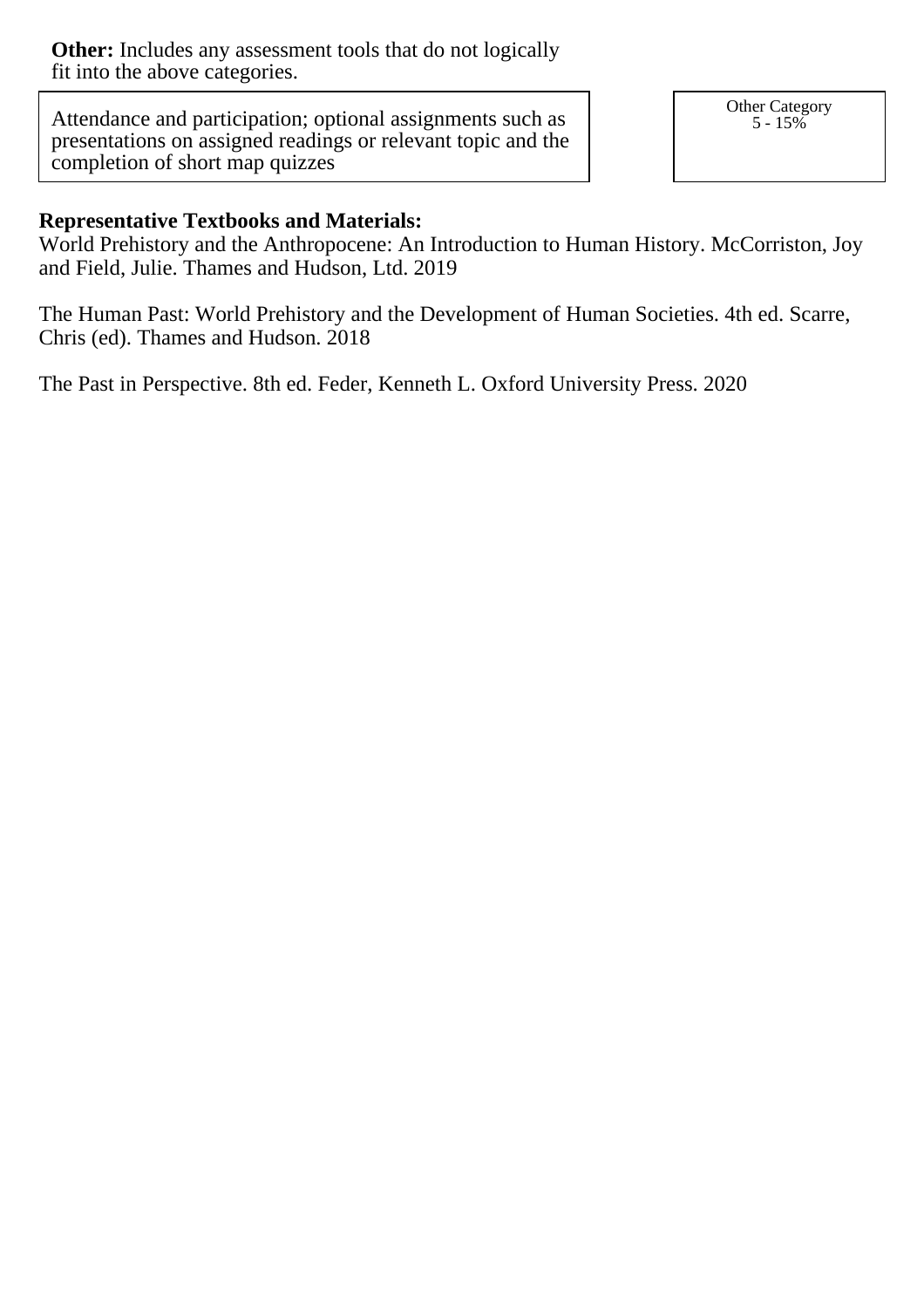**Other:** Includes any assessment tools that do not logically fit into the above categories.

| | |
|---|---|
| Attendance and participation; optional assignments such as presentations on assigned readings or relevant topic and the completion of short map quizzes | Other Category<br>5 - 15% |

**Representative Textbooks and Materials:**

World Prehistory and the Anthropocene: An Introduction to Human History. McCorriston, Joy and Field, Julie. Thames and Hudson, Ltd. 2019

The Human Past: World Prehistory and the Development of Human Societies. 4th ed. Scarre, Chris (ed). Thames and Hudson. 2018

The Past in Perspective. 8th ed. Feder, Kenneth L. Oxford University Press. 2020